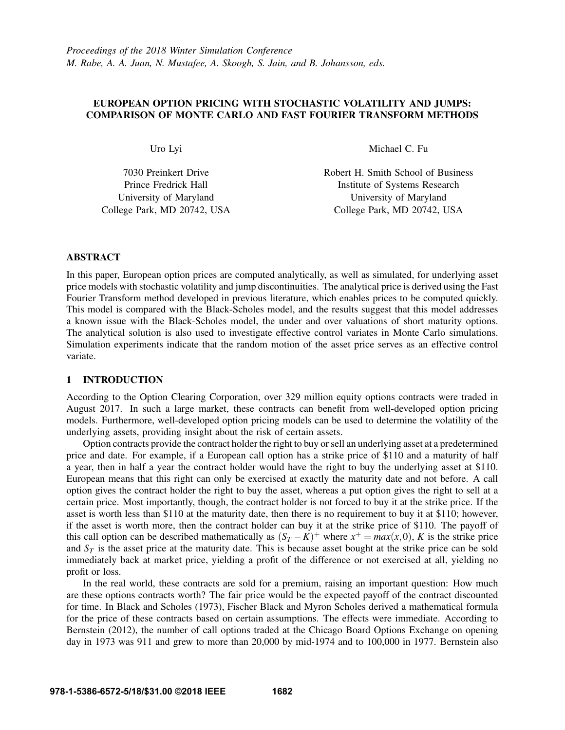*Proceedings of the 2018 Winter Simulation Conference*
*M. Rabe, A. A. Juan, N. Mustafee, A. Skoogh, S. Jain, and B. Johansson, eds.*

# EUROPEAN OPTION PRICING WITH STOCHASTIC VOLATILITY AND JUMPS: COMPARISON OF MONTE CARLO AND FAST FOURIER TRANSFORM METHODS

Uro Lyi

7030 Preinkert Drive
Prince Fredrick Hall
University of Maryland
College Park, MD 20742, USA

Michael C. Fu

Robert H. Smith School of Business
Institute of Systems Research
University of Maryland
College Park, MD 20742, USA

## ABSTRACT

In this paper, European option prices are computed analytically, as well as simulated, for underlying asset price models with stochastic volatility and jump discontinuities. The analytical price is derived using the Fast Fourier Transform method developed in previous literature, which enables prices to be computed quickly. This model is compared with the Black-Scholes model, and the results suggest that this model addresses a known issue with the Black-Scholes model, the under and over valuations of short maturity options. The analytical solution is also used to investigate effective control variates in Monte Carlo simulations. Simulation experiments indicate that the random motion of the asset price serves as an effective control variate.

## 1 INTRODUCTION

According to the Option Clearing Corporation, over 329 million equity options contracts were traded in August 2017. In such a large market, these contracts can benefit from well-developed option pricing models. Furthermore, well-developed option pricing models can be used to determine the volatility of the underlying assets, providing insight about the risk of certain assets.

Option contracts provide the contract holder the right to buy or sell an underlying asset at a predetermined price and date. For example, if a European call option has a strike price of \$110 and a maturity of half a year, then in half a year the contract holder would have the right to buy the underlying asset at \$110. European means that this right can only be exercised at exactly the maturity date and not before. A call option gives the contract holder the right to buy the asset, whereas a put option gives the right to sell at a certain price. Most importantly, though, the contract holder is not forced to buy it at the strike price. If the asset is worth less than \$110 at the maturity date, then there is no requirement to buy it at \$110; however, if the asset is worth more, then the contract holder can buy it at the strike price of \$110. The payoff of this call option can be described mathematically as $(S_T - K)^+$ where $x^+ = max(x, 0)$, $K$ is the strike price and $S_T$ is the asset price at the maturity date. This is because asset bought at the strike price can be sold immediately back at market price, yielding a profit of the difference or not exercised at all, yielding no profit or loss.

In the real world, these contracts are sold for a premium, raising an important question: How much are these options contracts worth? The fair price would be the expected payoff of the contract discounted for time. In Black and Scholes (1973), Fischer Black and Myron Scholes derived a mathematical formula for the price of these contracts based on certain assumptions. The effects were immediate. According to Bernstein (2012), the number of call options traded at the Chicago Board Options Exchange on opening day in 1973 was 911 and grew to more than 20,000 by mid-1974 and to 100,000 in 1977. Bernstein also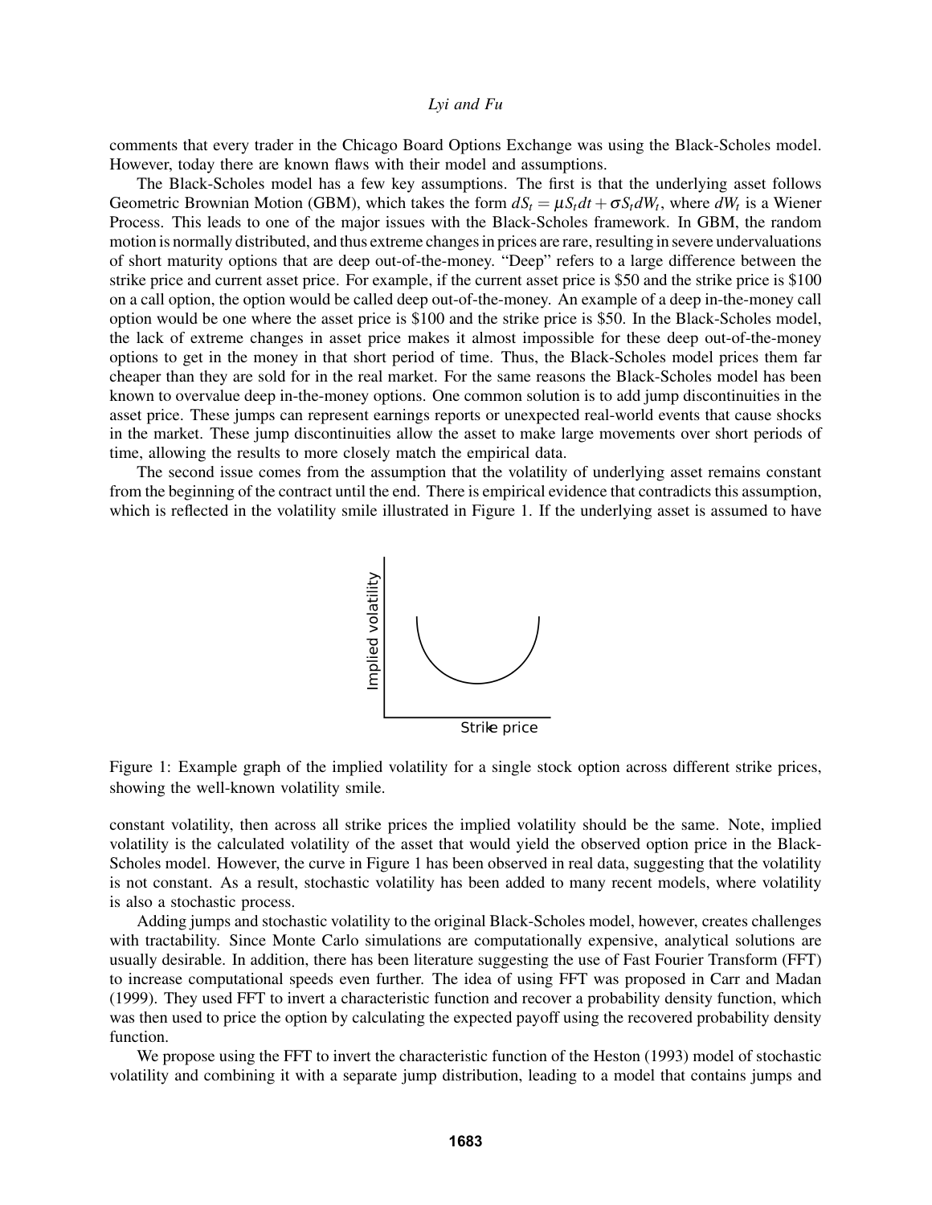comments that every trader in the Chicago Board Options Exchange was using the Black-Scholes model. However, today there are known flaws with their model and assumptions.

The Black-Scholes model has a few key assumptions. The first is that the underlying asset follows Geometric Brownian Motion (GBM), which takes the form $dS_t = \mu S_t dt + \sigma S_t dW_t$, where $dW_t$ is a Wiener Process. This leads to one of the major issues with the Black-Scholes framework. In GBM, the random motion is normally distributed, and thus extreme changes in prices are rare, resulting in severe undervaluations of short maturity options that are deep out-of-the-money. "Deep" refers to a large difference between the strike price and current asset price. For example, if the current asset price is \$50 and the strike price is \$100 on a call option, the option would be called deep out-of-the-money. An example of a deep in-the-money call option would be one where the asset price is \$100 and the strike price is \$50. In the Black-Scholes model, the lack of extreme changes in asset price makes it almost impossible for these deep out-of-the-money options to get in the money in that short period of time. Thus, the Black-Scholes model prices them far cheaper than they are sold for in the real market. For the same reasons the Black-Scholes model has been known to overvalue deep in-the-money options. One common solution is to add jump discontinuities in the asset price. These jumps can represent earnings reports or unexpected real-world events that cause shocks in the market. These jump discontinuities allow the asset to make large movements over short periods of time, allowing the results to more closely match the empirical data.

The second issue comes from the assumption that the volatility of underlying asset remains constant from the beginning of the contract until the end. There is empirical evidence that contradicts this assumption, which is reflected in the volatility smile illustrated in Figure 1. If the underlying asset is assumed to have constant volatility, then across all strike prices the implied volatility should be the same. Note, implied volatility is the calculated volatility of the asset that would yield the observed option price in the Black-Scholes model. However, the curve in Figure 1 has been observed in real data, suggesting that the volatility is not constant. As a result, stochastic volatility has been added to many recent models, where volatility is also a stochastic process.

Figure 1: Example graph of the implied volatility for a single stock option across different strike prices, showing the well-known volatility smile.

Adding jumps and stochastic volatility to the original Black-Scholes model, however, creates challenges with tractability. Since Monte Carlo simulations are computationally expensive, analytical solutions are usually desirable. In addition, there has been literature suggesting the use of Fast Fourier Transform (FFT) to increase computational speeds even further. The idea of using FFT was proposed in Carr and Madan (1999). They used FFT to invert a characteristic function and recover a probability density function, which was then used to price the option by calculating the expected payoff using the recovered probability density function.

We propose using the FFT to invert the characteristic function of the Heston (1993) model of stochastic volatility and combining it with a separate jump distribution, leading to a model that contains jumps and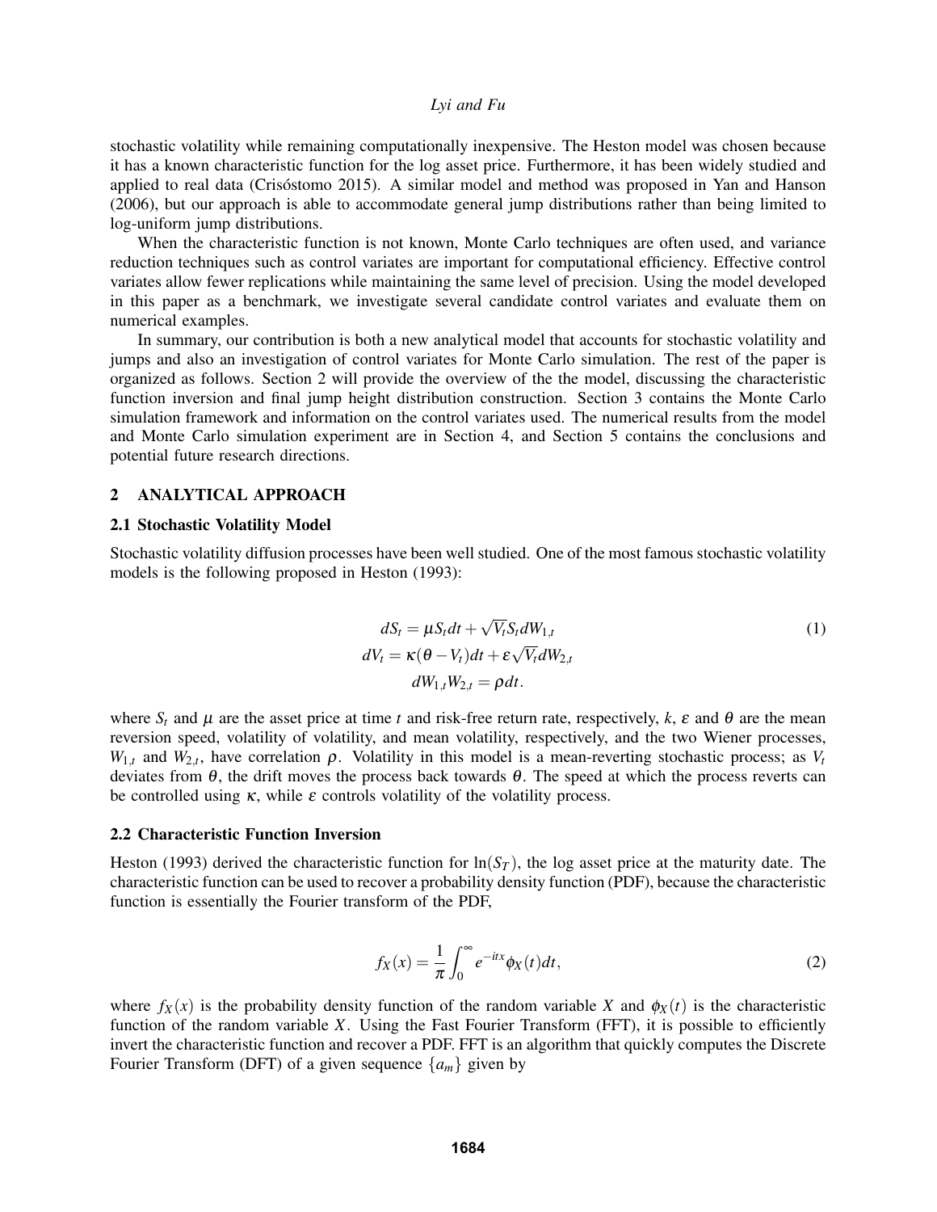stochastic volatility while remaining computationally inexpensive. The Heston model was chosen because it has a known characteristic function for the log asset price. Furthermore, it has been widely studied and applied to real data (Crisóstomo 2015). A similar model and method was proposed in Yan and Hanson (2006), but our approach is able to accommodate general jump distributions rather than being limited to log-uniform jump distributions.

When the characteristic function is not known, Monte Carlo techniques are often used, and variance reduction techniques such as control variates are important for computational efficiency. Effective control variates allow fewer replications while maintaining the same level of precision. Using the model developed in this paper as a benchmark, we investigate several candidate control variates and evaluate them on numerical examples.

In summary, our contribution is both a new analytical model that accounts for stochastic volatility and jumps and also an investigation of control variates for Monte Carlo simulation. The rest of the paper is organized as follows. Section 2 will provide the overview of the the model, discussing the characteristic function inversion and final jump height distribution construction. Section 3 contains the Monte Carlo simulation framework and information on the control variates used. The numerical results from the model and Monte Carlo simulation experiment are in Section 4, and Section 5 contains the conclusions and potential future research directions.

## 2 ANALYTICAL APPROACH

### 2.1 Stochastic Volatility Model

Stochastic volatility diffusion processes have been well studied. One of the most famous stochastic volatility models is the following proposed in Heston (1993):

$$
\begin{aligned}
dS_t &= \mu S_t dt + \sqrt{V_t} S_t dW_{1,t} \\
dV_t &= \kappa(\theta - V_t)dt + \varepsilon \sqrt{V_t} dW_{2,t} \\
dW_{1,t} W_{2,t} &= \rho dt.
\end{aligned} \tag{1}
$$

where $S_t$ and $\mu$ are the asset price at time $t$ and risk-free return rate, respectively, $k$, $\varepsilon$ and $\theta$ are the mean reversion speed, volatility of volatility, and mean volatility, respectively, and the two Wiener processes, $W_{1,t}$ and $W_{2,t}$, have correlation $\rho$. Volatility in this model is a mean-reverting stochastic process; as $V_t$ deviates from $\theta$, the drift moves the process back towards $\theta$. The speed at which the process reverts can be controlled using $\kappa$, while $\varepsilon$ controls volatility of the volatility process.

### 2.2 Characteristic Function Inversion

Heston (1993) derived the characteristic function for $\ln(S_T)$, the log asset price at the maturity date. The characteristic function can be used to recover a probability density function (PDF), because the characteristic function is essentially the Fourier transform of the PDF,

$$
f_X(x) = \frac{1}{\pi} \int_0^{\infty} e^{-itx} \phi_X(t) dt, \tag{2}
$$

where $f_X(x)$ is the probability density function of the random variable $X$ and $\phi_X(t)$ is the characteristic function of the random variable $X$. Using the Fast Fourier Transform (FFT), it is possible to efficiently invert the characteristic function and recover a PDF. FFT is an algorithm that quickly computes the Discrete Fourier Transform (DFT) of a given sequence $\{a_m\}$ given by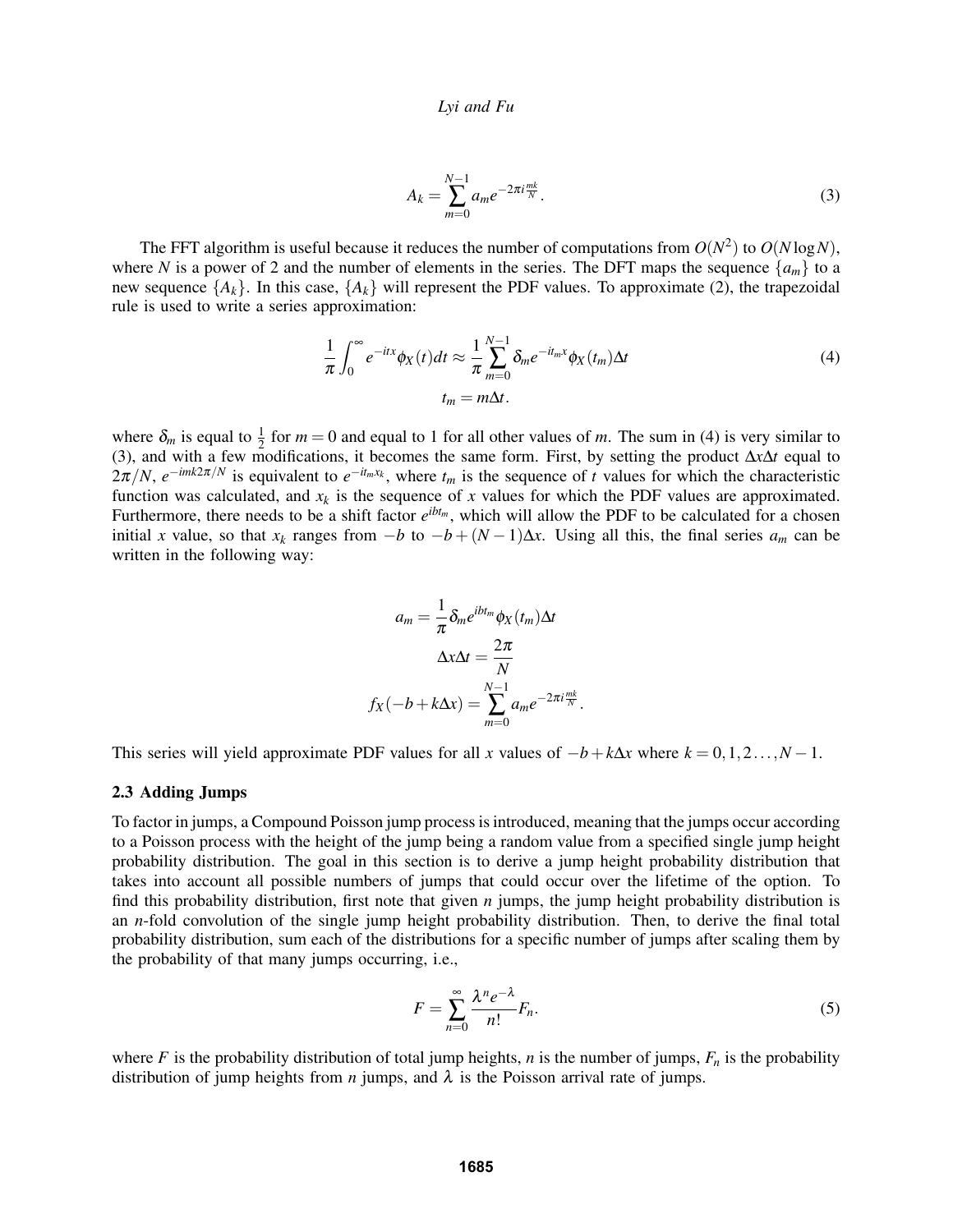$$A_k = \sum_{m=0}^{N-1} a_m e^{-2\pi i \frac{mk}{N}}. \tag{3}$$

The FFT algorithm is useful because it reduces the number of computations from $O(N^2)$ to $O(N \log N)$, where $N$ is a power of 2 and the number of elements in the series. The DFT maps the sequence $\{a_m\}$ to a new sequence $\{A_k\}$. In this case, $\{A_k\}$ will represent the PDF values. To approximate (2), the trapezoidal rule is used to write a series approximation:

$$\frac{1}{\pi}\int_0^\infty e^{-itx}\phi_X(t)dt \approx \frac{1}{\pi}\sum_{m=0}^{N-1} \delta_m e^{-it_m x}\phi_X(t_m)\Delta t \tag{4}$$
$$t_m = m\Delta t.$$

where $\delta_m$ is equal to $\frac{1}{2}$ for $m = 0$ and equal to 1 for all other values of $m$. The sum in (4) is very similar to (3), and with a few modifications, it becomes the same form. First, by setting the product $\Delta x \Delta t$ equal to $2\pi/N$, $e^{-imk2\pi/N}$ is equivalent to $e^{-it_m x_k}$, where $t_m$ is the sequence of $t$ values for which the characteristic function was calculated, and $x_k$ is the sequence of $x$ values for which the PDF values are approximated. Furthermore, there needs to be a shift factor $e^{ibt_m}$, which will allow the PDF to be calculated for a chosen initial $x$ value, so that $x_k$ ranges from $-b$ to $-b+(N-1)\Delta x$. Using all this, the final series $a_m$ can be written in the following way:

$$a_m = \frac{1}{\pi}\delta_m e^{ibt_m}\phi_X(t_m)\Delta t$$
$$\Delta x \Delta t = \frac{2\pi}{N}$$
$$f_X(-b + k\Delta x) = \sum_{m=0}^{N-1} a_m e^{-2\pi i \frac{mk}{N}}.$$

This series will yield approximate PDF values for all $x$ values of $-b + k\Delta x$ where $k = 0, 1, 2 \ldots, N-1$.

### 2.3 Adding Jumps

To factor in jumps, a Compound Poisson jump process is introduced, meaning that the jumps occur according to a Poisson process with the height of the jump being a random value from a specified single jump height probability distribution. The goal in this section is to derive a jump height probability distribution that takes into account all possible numbers of jumps that could occur over the lifetime of the option. To find this probability distribution, first note that given $n$ jumps, the jump height probability distribution is an $n$-fold convolution of the single jump height probability distribution. Then, to derive the final total probability distribution, sum each of the distributions for a specific number of jumps after scaling them by the probability of that many jumps occurring, i.e.,

$$F = \sum_{n=0}^{\infty} \frac{\lambda^n e^{-\lambda}}{n!} F_n. \tag{5}$$

where $F$ is the probability distribution of total jump heights, $n$ is the number of jumps, $F_n$ is the probability distribution of jump heights from $n$ jumps, and $\lambda$ is the Poisson arrival rate of jumps.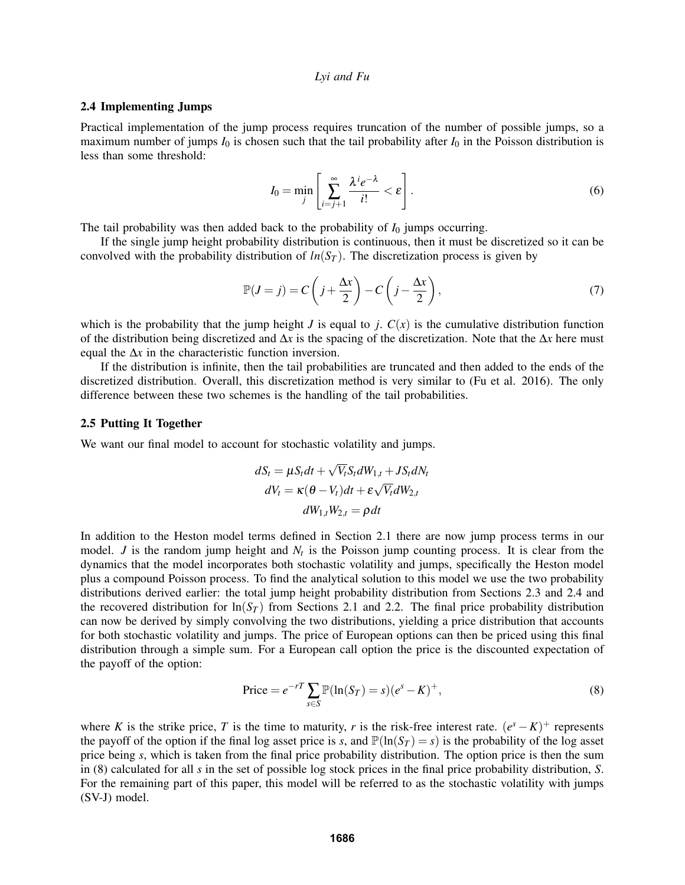### 2.4 Implementing Jumps

Practical implementation of the jump process requires truncation of the number of possible jumps, so a maximum number of jumps $I_0$ is chosen such that the tail probability after $I_0$ in the Poisson distribution is less than some threshold:

$$I_0 = \min_j \left[ \sum_{i=j+1}^{\infty} \frac{\lambda^i e^{-\lambda}}{i!} < \varepsilon \right]. \tag{6}$$

The tail probability was then added back to the probability of $I_0$ jumps occurring.

If the single jump height probability distribution is continuous, then it must be discretized so it can be convolved with the probability distribution of $ln(S_T)$. The discretization process is given by

$$\mathbb{P}(J = j) = C\left(j + \frac{\Delta x}{2}\right) - C\left(j - \frac{\Delta x}{2}\right), \tag{7}$$

which is the probability that the jump height $J$ is equal to $j$. $C(x)$ is the cumulative distribution function of the distribution being discretized and $\Delta x$ is the spacing of the discretization. Note that the $\Delta x$ here must equal the $\Delta x$ in the characteristic function inversion.

If the distribution is infinite, then the tail probabilities are truncated and then added to the ends of the discretized distribution. Overall, this discretization method is very similar to (Fu et al. 2016). The only difference between these two schemes is the handling of the tail probabilities.

### 2.5 Putting It Together

We want our final model to account for stochastic volatility and jumps.

$$dS_t = \mu S_t dt + \sqrt{V_t} S_t dW_{1,t} + J S_t dN_t$$
$$dV_t = \kappa(\theta - V_t)dt + \varepsilon\sqrt{V_t} dW_{2,t}$$
$$dW_{1,t} W_{2,t} = \rho dt$$

In addition to the Heston model terms defined in Section 2.1 there are now jump process terms in our model. $J$ is the random jump height and $N_t$ is the Poisson jump counting process. It is clear from the dynamics that the model incorporates both stochastic volatility and jumps, specifically the Heston model plus a compound Poisson process. To find the analytical solution to this model we use the two probability distributions derived earlier: the total jump height probability distribution from Sections 2.3 and 2.4 and the recovered distribution for $\ln(S_T)$ from Sections 2.1 and 2.2. The final price probability distribution can now be derived by simply convolving the two distributions, yielding a price distribution that accounts for both stochastic volatility and jumps. The price of European options can then be priced using this final distribution through a simple sum. For a European call option the price is the discounted expectation of the payoff of the option:

$$\text{Price} = e^{-rT} \sum_{s \in S} \mathbb{P}(\ln(S_T) = s)(e^s - K)^+, \tag{8}$$

where $K$ is the strike price, $T$ is the time to maturity, $r$ is the risk-free interest rate. $(e^s - K)^+$ represents the payoff of the option if the final log asset price is $s$, and $\mathbb{P}(\ln(S_T) = s)$ is the probability of the log asset price being $s$, which is taken from the final price probability distribution. The option price is then the sum in (8) calculated for all $s$ in the set of possible log stock prices in the final price probability distribution, $S$. For the remaining part of this paper, this model will be referred to as the stochastic volatility with jumps (SV-J) model.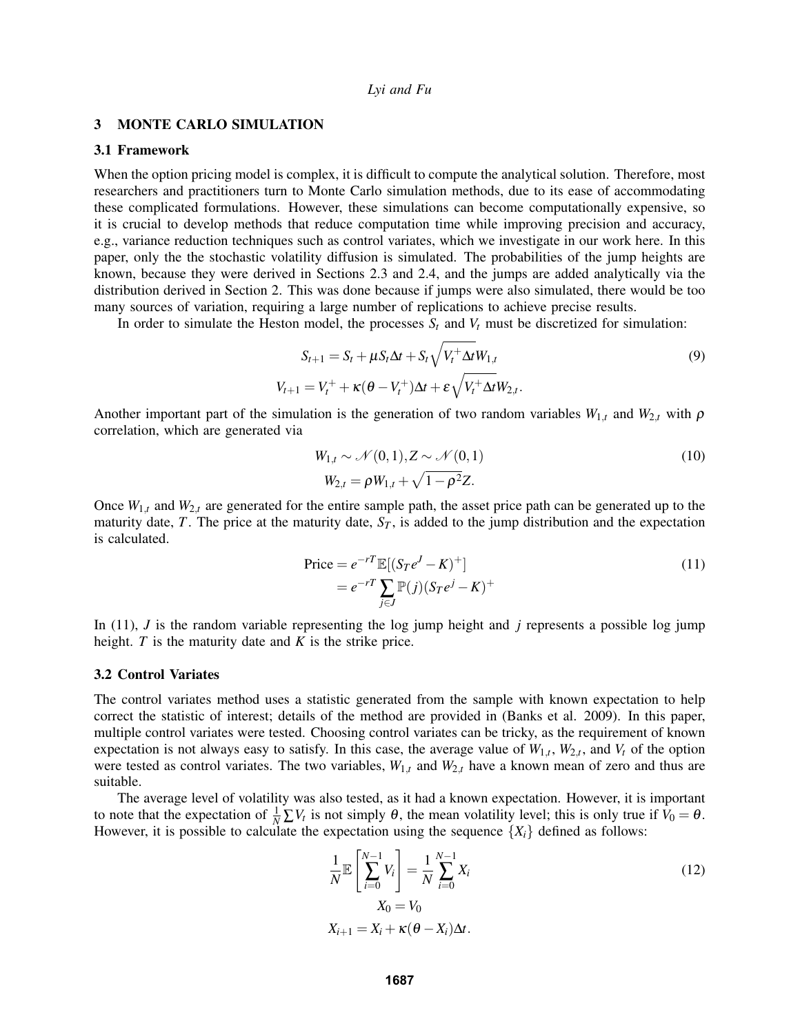## 3 MONTE CARLO SIMULATION

### 3.1 Framework

When the option pricing model is complex, it is difficult to compute the analytical solution. Therefore, most researchers and practitioners turn to Monte Carlo simulation methods, due to its ease of accommodating these complicated formulations. However, these simulations can become computationally expensive, so it is crucial to develop methods that reduce computation time while improving precision and accuracy, e.g., variance reduction techniques such as control variates, which we investigate in our work here. In this paper, only the the stochastic volatility diffusion is simulated. The probabilities of the jump heights are known, because they were derived in Sections 2.3 and 2.4, and the jumps are added analytically via the distribution derived in Section 2. This was done because if jumps were also simulated, there would be too many sources of variation, requiring a large number of replications to achieve precise results.

In order to simulate the Heston model, the processes $S_t$ and $V_t$ must be discretized for simulation:

$$
\begin{aligned}
S_{t+1} &= S_t + \mu S_t \Delta t + S_t \sqrt{V_t^+ \Delta t} W_{1,t} \\
V_{t+1} &= V_t^+ + \kappa(\theta - V_t^+)\Delta t + \varepsilon \sqrt{V_t^+ \Delta t} W_{2,t}.
\end{aligned} \tag{9}
$$

Another important part of the simulation is the generation of two random variables $W_{1,t}$ and $W_{2,t}$ with $\rho$ correlation, which are generated via

$$
\begin{aligned}
W_{1,t} &\sim \mathcal{N}(0,1), Z \sim \mathcal{N}(0,1) \\
W_{2,t} &= \rho W_{1,t} + \sqrt{1-\rho^2} Z.
\end{aligned} \tag{10}
$$

Once $W_{1,t}$ and $W_{2,t}$ are generated for the entire sample path, the asset price path can be generated up to the maturity date, $T$. The price at the maturity date, $S_T$, is added to the jump distribution and the expectation is calculated.

$$
\begin{aligned}
\text{Price} &= e^{-rT} \mathbb{E}[(S_T e^J - K)^+] \\
&= e^{-rT} \sum_{j \in J} \mathbb{P}(j)(S_T e^j - K)^+
\end{aligned} \tag{11}
$$

In (11), $J$ is the random variable representing the log jump height and $j$ represents a possible log jump height. $T$ is the maturity date and $K$ is the strike price.

### 3.2 Control Variates

The control variates method uses a statistic generated from the sample with known expectation to help correct the statistic of interest; details of the method are provided in (Banks et al. 2009). In this paper, multiple control variates were tested. Choosing control variates can be tricky, as the requirement of known expectation is not always easy to satisfy. In this case, the average value of $W_{1,t}$, $W_{2,t}$, and $V_t$ of the option were tested as control variates. The two variables, $W_{1,t}$ and $W_{2,t}$ have a known mean of zero and thus are suitable.

The average level of volatility was also tested, as it had a known expectation. However, it is important to note that the expectation of $\frac{1}{N}\sum V_t$ is not simply $\theta$, the mean volatility level; this is only true if $V_0 = \theta$. However, it is possible to calculate the expectation using the sequence $\{X_i\}$ defined as follows:

$$
\begin{aligned}
\frac{1}{N}\mathbb{E}\left[\sum_{i=0}^{N-1} V_i\right] &= \frac{1}{N}\sum_{i=0}^{N-1} X_i \\
X_0 &= V_0 \\
X_{i+1} &= X_i + \kappa(\theta - X_i)\Delta t.
\end{aligned} \tag{12}
$$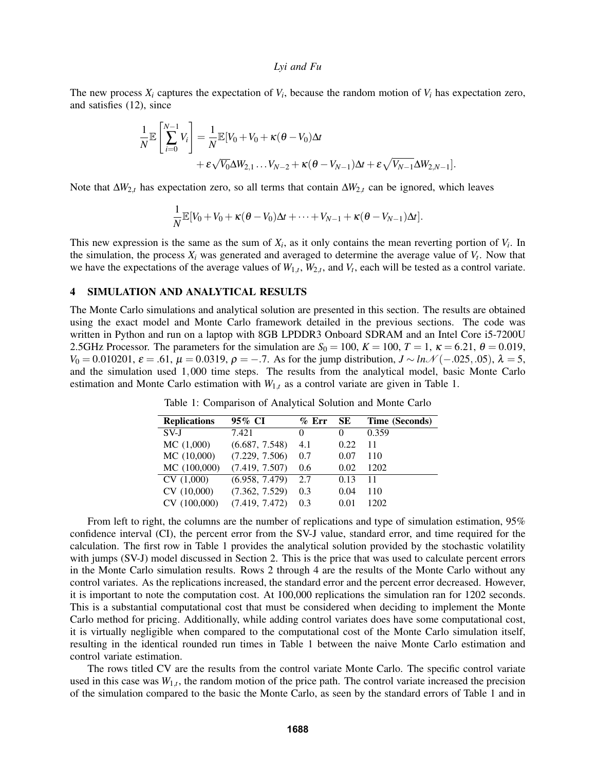The new process $X_i$ captures the expectation of $V_i$, because the random motion of $V_i$ has expectation zero, and satisfies (12), since

$$\frac{1}{N}\mathbb{E}\left[\sum_{i=0}^{N-1} V_i\right] = \frac{1}{N}\mathbb{E}[V_0 + V_0 + \kappa(\theta - V_0)\Delta t$$
$$+ \varepsilon\sqrt{V_0}\Delta W_{2,1} \ldots V_{N-2} + \kappa(\theta - V_{N-1})\Delta t + \varepsilon\sqrt{V_{N-1}}\Delta W_{2,N-1}].$$

Note that $\Delta W_{2,t}$ has expectation zero, so all terms that contain $\Delta W_{2,t}$ can be ignored, which leaves

$$\frac{1}{N}\mathbb{E}[V_0 + V_0 + \kappa(\theta - V_0)\Delta t + \cdots + V_{N-1} + \kappa(\theta - V_{N-1})\Delta t].$$

This new expression is the same as the sum of $X_i$, as it only contains the mean reverting portion of $V_i$. In the simulation, the process $X_i$ was generated and averaged to determine the average value of $V_t$. Now that we have the expectations of the average values of $W_{1,t}$, $W_{2,t}$, and $V_t$, each will be tested as a control variate.

## 4 SIMULATION AND ANALYTICAL RESULTS

The Monte Carlo simulations and analytical solution are presented in this section. The results are obtained using the exact model and Monte Carlo framework detailed in the previous sections. The code was written in Python and run on a laptop with 8GB LPDDR3 Onboard SDRAM and an Intel Core i5-7200U 2.5GHz Processor. The parameters for the simulation are $S_0 = 100$, $K = 100$, $T = 1$, $\kappa = 6.21$, $\theta = 0.019$, $V_0 = 0.010201$, $\varepsilon = .61$, $\mu = 0.0319$, $\rho = -.7$. As for the jump distribution, $J \sim ln\mathcal{N}(-.025, .05)$, $\lambda = 5$, and the simulation used $1,000$ time steps. The results from the analytical model, basic Monte Carlo estimation and Monte Carlo estimation with $W_{1,t}$ as a control variate are given in Table 1.

Table 1: Comparison of Analytical Solution and Monte Carlo

| Replications | 95% CI | % Err | SE | Time (Seconds) |
|---|---|---|---|---|
| SV-J | 7.421 | 0 | 0 | 0.359 |
| MC (1,000) | (6.687, 7.548) | 4.1 | 0.22 | 11 |
| MC (10,000) | (7.229, 7.506) | 0.7 | 0.07 | 110 |
| MC (100,000) | (7.419, 7.507) | 0.6 | 0.02 | 1202 |
| CV (1,000) | (6.958, 7.479) | 2.7 | 0.13 | 11 |
| CV (10,000) | (7.362, 7.529) | 0.3 | 0.04 | 110 |
| CV (100,000) | (7.419, 7.472) | 0.3 | 0.01 | 1202 |

From left to right, the columns are the number of replications and type of simulation estimation, 95% confidence interval (CI), the percent error from the SV-J value, standard error, and time required for the calculation. The first row in Table 1 provides the analytical solution provided by the stochastic volatility with jumps (SV-J) model discussed in Section 2. This is the price that was used to calculate percent errors in the Monte Carlo simulation results. Rows 2 through 4 are the results of the Monte Carlo without any control variates. As the replications increased, the standard error and the percent error decreased. However, it is important to note the computation cost. At 100,000 replications the simulation ran for 1202 seconds. This is a substantial computational cost that must be considered when deciding to implement the Monte Carlo method for pricing. Additionally, while adding control variates does have some computational cost, it is virtually negligible when compared to the computational cost of the Monte Carlo simulation itself, resulting in the identical rounded run times in Table 1 between the naive Monte Carlo estimation and control variate estimation.

The rows titled CV are the results from the control variate Monte Carlo. The specific control variate used in this case was $W_{1,t}$, the random motion of the price path. The control variate increased the precision of the simulation compared to the basic the Monte Carlo, as seen by the standard errors of Table 1 and in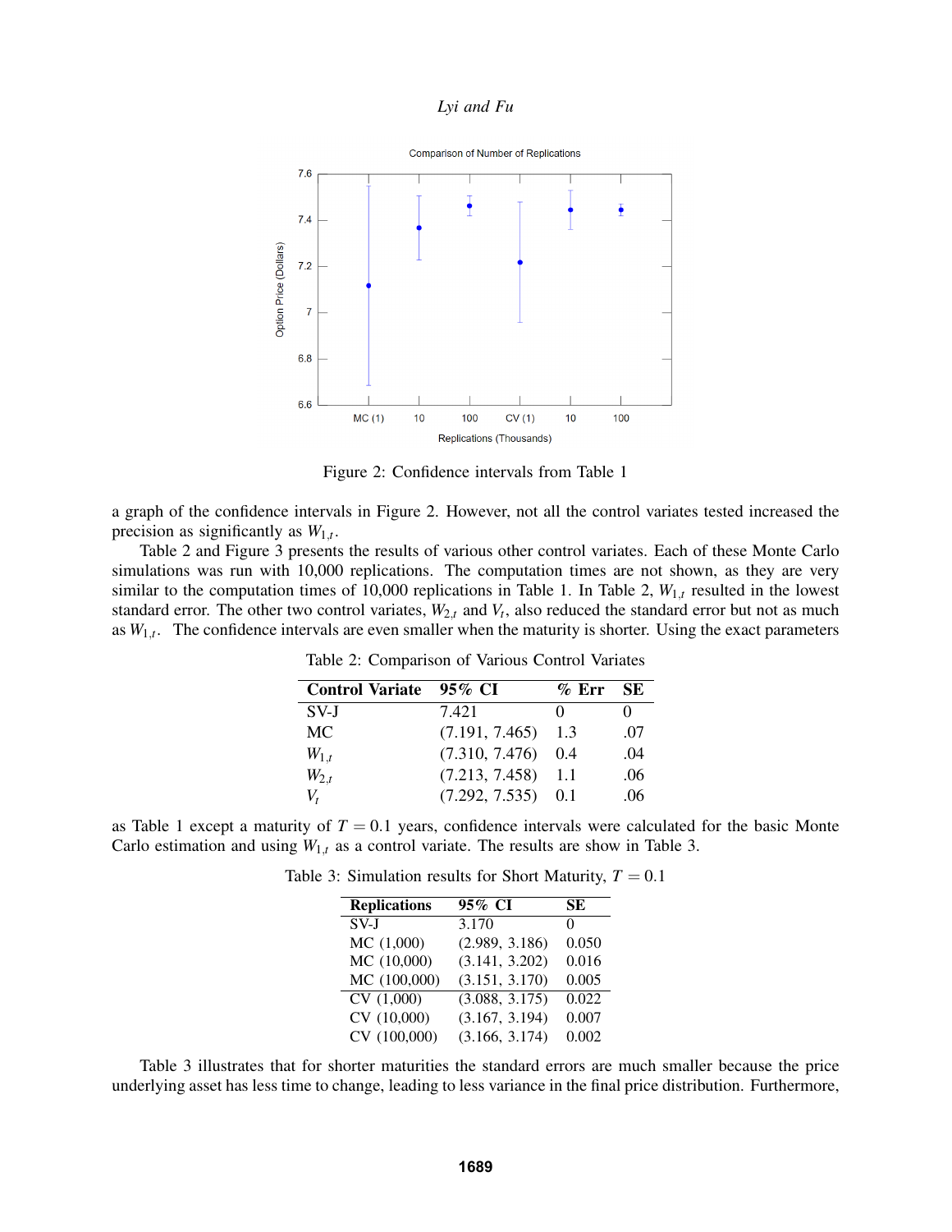Figure 2: Confidence intervals from Table 1

a graph of the confidence intervals in Figure 2. However, not all the control variates tested increased the precision as significantly as $W_{1,t}$.

Table 2 and Figure 3 presents the results of various other control variates. Each of these Monte Carlo simulations was run with 10,000 replications. The computation times are not shown, as they are very similar to the computation times of 10,000 replications in Table 1. In Table 2, $W_{1,t}$ resulted in the lowest standard error. The other two control variates, $W_{2,t}$ and $V_t$, also reduced the standard error but not as much as $W_{1,t}$. The confidence intervals are even smaller when the maturity is shorter. Using the exact parameters as Table 1 except a maturity of $T = 0.1$ years, confidence intervals were calculated for the basic Monte Carlo estimation and using $W_{1,t}$ as a control variate. The results are show in Table 3.

Table 2: Comparison of Various Control Variates

| Control Variate | 95% CI | % Err | SE |
|---|---|---|---|
| SV-J | 7.421 | 0 | 0 |
| MC | (7.191, 7.465) | 1.3 | .07 |
| $W_{1,t}$ | (7.310, 7.476) | 0.4 | .04 |
| $W_{2,t}$ | (7.213, 7.458) | 1.1 | .06 |
| $V_t$ | (7.292, 7.535) | 0.1 | .06 |

Table 3: Simulation results for Short Maturity, $T = 0.1$

| Replications | 95% CI | SE |
|---|---|---|
| SV-J | 3.170 | 0 |
| MC (1,000) | (2.989, 3.186) | 0.050 |
| MC (10,000) | (3.141, 3.202) | 0.016 |
| MC (100,000) | (3.151, 3.170) | 0.005 |
| CV (1,000) | (3.088, 3.175) | 0.022 |
| CV (10,000) | (3.167, 3.194) | 0.007 |
| CV (100,000) | (3.166, 3.174) | 0.002 |

Table 3 illustrates that for shorter maturities the standard errors are much smaller because the price underlying asset has less time to change, leading to less variance in the final price distribution. Furthermore,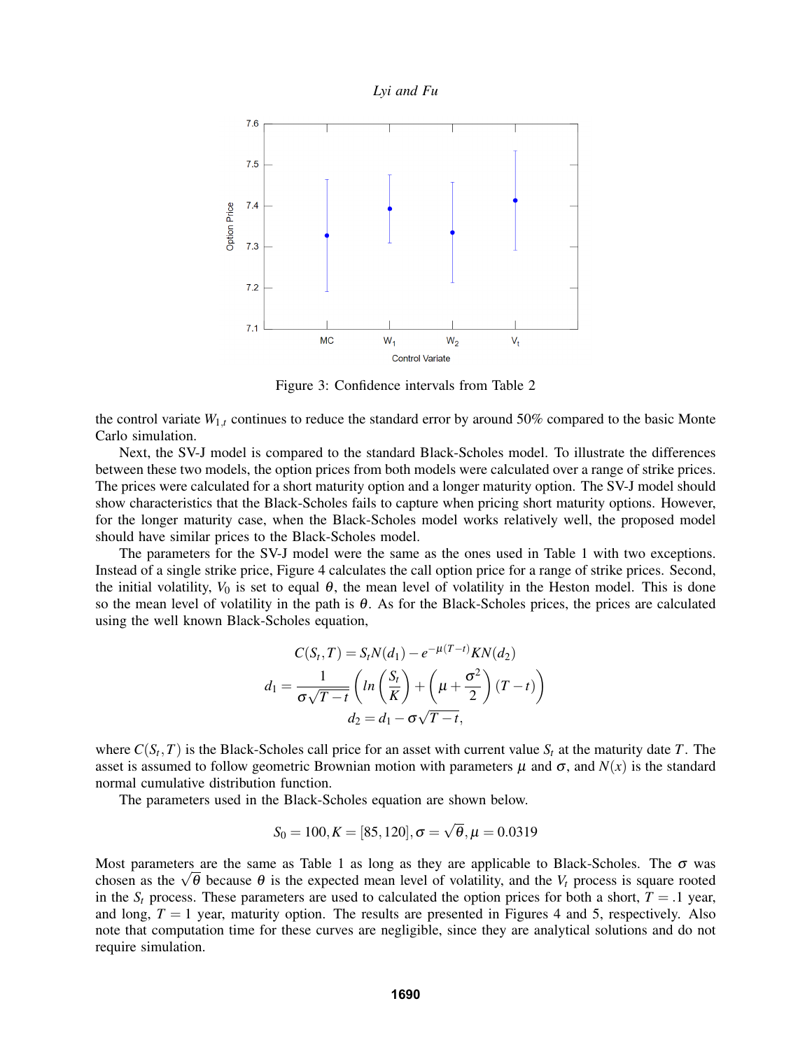Figure 3: Confidence intervals from Table 2

the control variate $W_{1,t}$ continues to reduce the standard error by around 50% compared to the basic Monte Carlo simulation.

Next, the SV-J model is compared to the standard Black-Scholes model. To illustrate the differences between these two models, the option prices from both models were calculated over a range of strike prices. The prices were calculated for a short maturity option and a longer maturity option. The SV-J model should show characteristics that the Black-Scholes fails to capture when pricing short maturity options. However, for the longer maturity case, when the Black-Scholes model works relatively well, the proposed model should have similar prices to the Black-Scholes model.

The parameters for the SV-J model were the same as the ones used in Table 1 with two exceptions. Instead of a single strike price, Figure 4 calculates the call option price for a range of strike prices. Second, the initial volatility, $V_0$ is set to equal $\theta$, the mean level of volatility in the Heston model. This is done so the mean level of volatility in the path is $\theta$. As for the Black-Scholes prices, the prices are calculated using the well known Black-Scholes equation,

$$C(S_t,T) = S_t N(d_1) - e^{-\mu(T-t)} K N(d_2)$$

$$d_1 = \frac{1}{\sigma\sqrt{T-t}}\left(ln\left(\frac{S_t}{K}\right) + \left(\mu + \frac{\sigma^2}{2}\right)(T-t)\right)$$

$$d_2 = d_1 - \sigma\sqrt{T-t},$$

where $C(S_t,T)$ is the Black-Scholes call price for an asset with current value $S_t$ at the maturity date $T$. The asset is assumed to follow geometric Brownian motion with parameters $\mu$ and $\sigma$, and $N(x)$ is the standard normal cumulative distribution function.

The parameters used in the Black-Scholes equation are shown below.

$$S_0 = 100, K = [85,120], \sigma = \sqrt{\theta}, \mu = 0.0319$$

Most parameters are the same as Table 1 as long as they are applicable to Black-Scholes. The $\sigma$ was chosen as the $\sqrt{\theta}$ because $\theta$ is the expected mean level of volatility, and the $V_t$ process is square rooted in the $S_t$ process. These parameters are used to calculated the option prices for both a short, $T = .1$ year, and long, $T = 1$ year, maturity option. The results are presented in Figures 4 and 5, respectively. Also note that computation time for these curves are negligible, since they are analytical solutions and do not require simulation.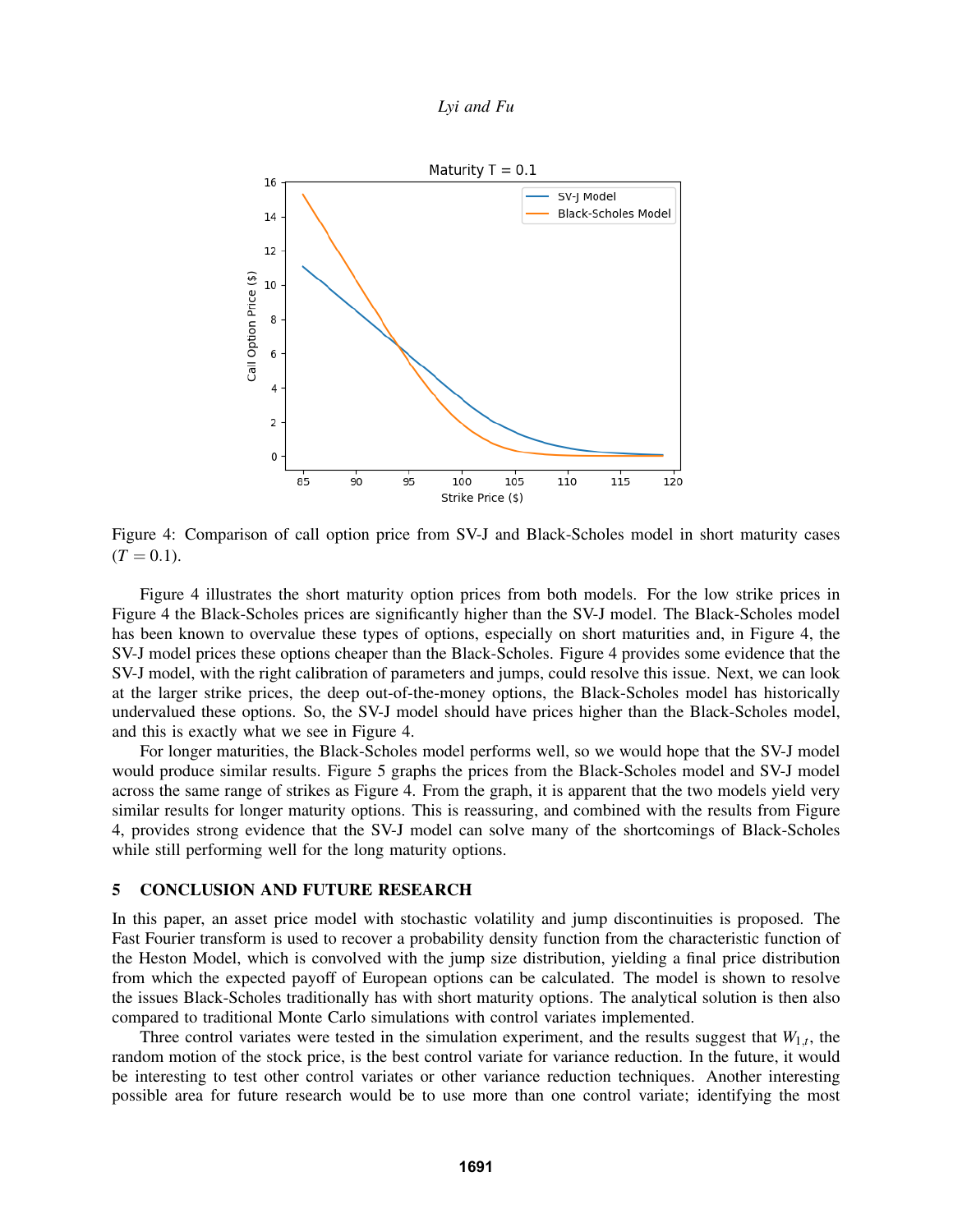Figure 4: Comparison of call option price from SV-J and Black-Scholes model in short maturity cases ($T = 0.1$).

Figure 4 illustrates the short maturity option prices from both models. For the low strike prices in Figure 4 the Black-Scholes prices are significantly higher than the SV-J model. The Black-Scholes model has been known to overvalue these types of options, especially on short maturities and, in Figure 4, the SV-J model prices these options cheaper than the Black-Scholes. Figure 4 provides some evidence that the SV-J model, with the right calibration of parameters and jumps, could resolve this issue. Next, we can look at the larger strike prices, the deep out-of-the-money options, the Black-Scholes model has historically undervalued these options. So, the SV-J model should have prices higher than the Black-Scholes model, and this is exactly what we see in Figure 4.

For longer maturities, the Black-Scholes model performs well, so we would hope that the SV-J model would produce similar results. Figure 5 graphs the prices from the Black-Scholes model and SV-J model across the same range of strikes as Figure 4. From the graph, it is apparent that the two models yield very similar results for longer maturity options. This is reassuring, and combined with the results from Figure 4, provides strong evidence that the SV-J model can solve many of the shortcomings of Black-Scholes while still performing well for the long maturity options.

## 5 CONCLUSION AND FUTURE RESEARCH

In this paper, an asset price model with stochastic volatility and jump discontinuities is proposed. The Fast Fourier transform is used to recover a probability density function from the characteristic function of the Heston Model, which is convolved with the jump size distribution, yielding a final price distribution from which the expected payoff of European options can be calculated. The model is shown to resolve the issues Black-Scholes traditionally has with short maturity options. The analytical solution is then also compared to traditional Monte Carlo simulations with control variates implemented.

Three control variates were tested in the simulation experiment, and the results suggest that $W_{1,t}$, the random motion of the stock price, is the best control variate for variance reduction. In the future, it would be interesting to test other control variates or other variance reduction techniques. Another interesting possible area for future research would be to use more than one control variate; identifying the most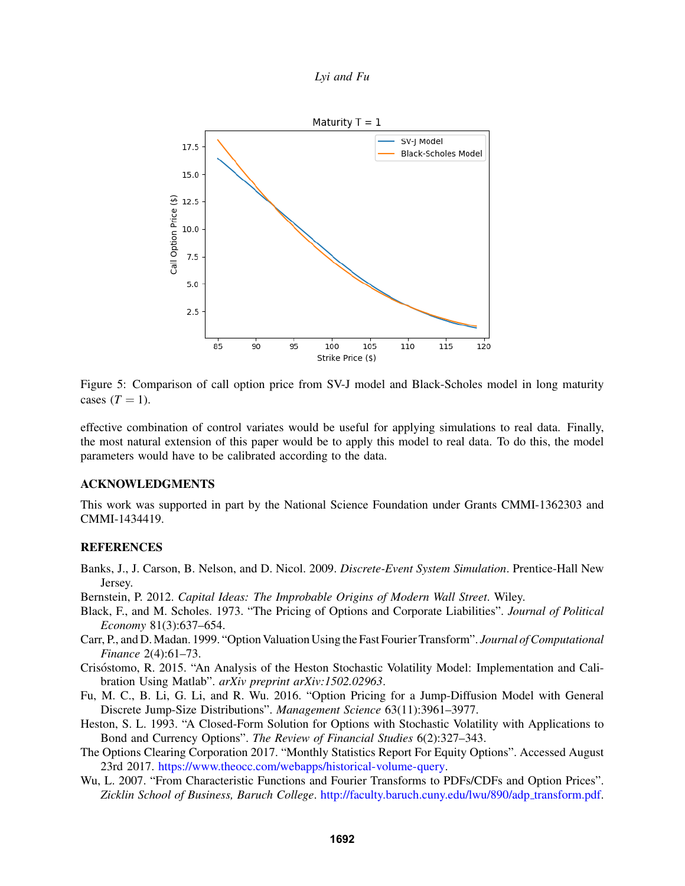Figure 5: Comparison of call option price from SV-J model and Black-Scholes model in long maturity cases ($T = 1$).

effective combination of control variates would be useful for applying simulations to real data. Finally, the most natural extension of this paper would be to apply this model to real data. To do this, the model parameters would have to be calibrated according to the data.

## ACKNOWLEDGMENTS

This work was supported in part by the National Science Foundation under Grants CMMI-1362303 and CMMI-1434419.

## REFERENCES

Banks, J., J. Carson, B. Nelson, and D. Nicol. 2009. *Discrete-Event System Simulation*. Prentice-Hall New Jersey.

Bernstein, P. 2012. *Capital Ideas: The Improbable Origins of Modern Wall Street*. Wiley.

Black, F., and M. Scholes. 1973. "The Pricing of Options and Corporate Liabilities". *Journal of Political Economy* 81(3):637–654.

Carr, P., and D. Madan. 1999. "Option Valuation Using the Fast Fourier Transform". *Journal of Computational Finance* 2(4):61–73.

Crisóstomo, R. 2015. "An Analysis of the Heston Stochastic Volatility Model: Implementation and Calibration Using Matlab". *arXiv preprint arXiv:1502.02963*.

Fu, M. C., B. Li, G. Li, and R. Wu. 2016. "Option Pricing for a Jump-Diffusion Model with General Discrete Jump-Size Distributions". *Management Science* 63(11):3961–3977.

Heston, S. L. 1993. "A Closed-Form Solution for Options with Stochastic Volatility with Applications to Bond and Currency Options". *The Review of Financial Studies* 6(2):327–343.

The Options Clearing Corporation 2017. "Monthly Statistics Report For Equity Options". Accessed August 23rd 2017. https://www.theocc.com/webapps/historical-volume-query.

Wu, L. 2007. "From Characteristic Functions and Fourier Transforms to PDFs/CDFs and Option Prices". *Zicklin School of Business, Baruch College*. http://faculty.baruch.cuny.edu/lwu/890/adp_transform.pdf.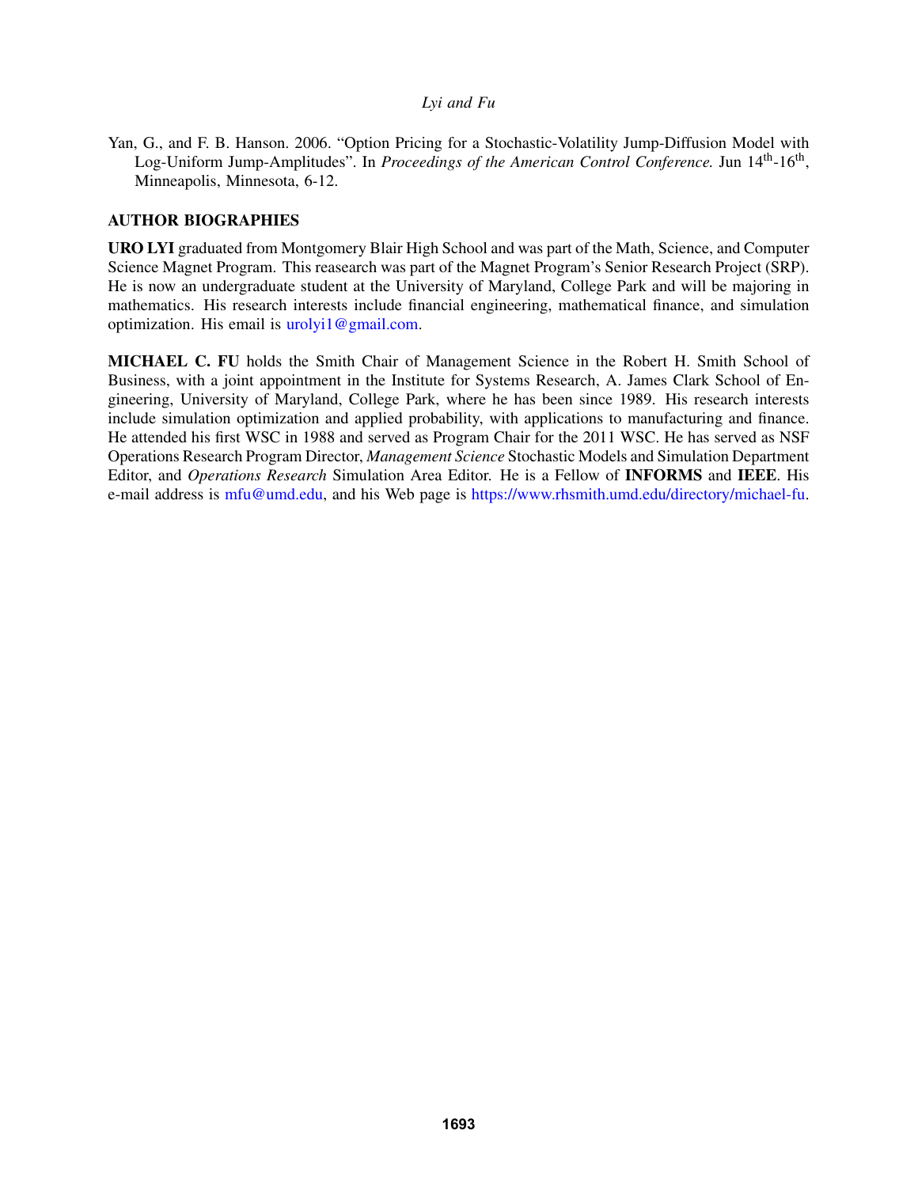Yan, G., and F. B. Hanson. 2006. "Option Pricing for a Stochastic-Volatility Jump-Diffusion Model with Log-Uniform Jump-Amplitudes". In *Proceedings of the American Control Conference.* Jun 14th-16th, Minneapolis, Minnesota, 6-12.

## AUTHOR BIOGRAPHIES

**URO LYI** graduated from Montgomery Blair High School and was part of the Math, Science, and Computer Science Magnet Program. This reasearch was part of the Magnet Program's Senior Research Project (SRP). He is now an undergraduate student at the University of Maryland, College Park and will be majoring in mathematics. His research interests include financial engineering, mathematical finance, and simulation optimization. His email is urolyi1@gmail.com.

**MICHAEL C. FU** holds the Smith Chair of Management Science in the Robert H. Smith School of Business, with a joint appointment in the Institute for Systems Research, A. James Clark School of Engineering, University of Maryland, College Park, where he has been since 1989. His research interests include simulation optimization and applied probability, with applications to manufacturing and finance. He attended his first WSC in 1988 and served as Program Chair for the 2011 WSC. He has served as NSF Operations Research Program Director, *Management Science* Stochastic Models and Simulation Department Editor, and *Operations Research* Simulation Area Editor. He is a Fellow of **INFORMS** and **IEEE**. His e-mail address is mfu@umd.edu, and his Web page is https://www.rhsmith.umd.edu/directory/michael-fu.